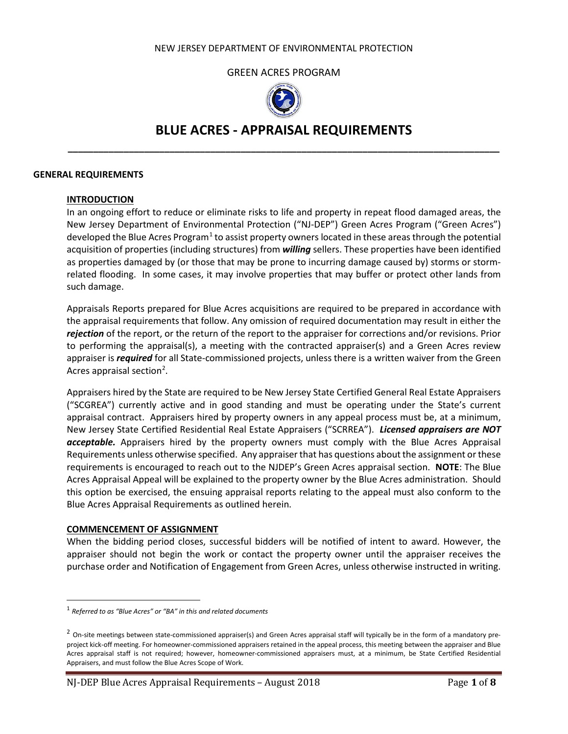NEW JERSEY DEPARTMENT OF ENVIRONMENTAL PROTECTION

GREEN ACRES PROGRAM

# BLUE ACRES - APPRAISAL REQUIREMENTS

## GENERAL REQUIREMENTS

### INTRODUCTION

In an ongoing effort to reduce or eliminate risks to life and property in repeat flood damaged areas, the New Jersey Department of Environmental Protection ("NJ-DEP") Green Acres Program ("Green Acres") developed the Blue Acres Program[1] to assist property owners located in these areas through the potential acquisition of properties (including structures) from ***willing*** sellers. These properties have been identified as properties damaged by (or those that may be prone to incurring damage caused by) storms or storm-related flooding. In some cases, it may involve properties that may buffer or protect other lands from such damage.

Appraisals Reports prepared for Blue Acres acquisitions are required to be prepared in accordance with the appraisal requirements that follow. Any omission of required documentation may result in either the ***rejection*** of the report, or the return of the report to the appraiser for corrections and/or revisions. Prior to performing the appraisal(s), a meeting with the contracted appraiser(s) and a Green Acres review appraiser is ***required*** for all State-commissioned projects, unless there is a written waiver from the Green Acres appraisal section[2].

Appraisers hired by the State are required to be New Jersey State Certified General Real Estate Appraisers ("SCGREA") currently active and in good standing and must be operating under the State's current appraisal contract. Appraisers hired by property owners in any appeal process must be, at a minimum, New Jersey State Certified Residential Real Estate Appraisers ("SCRREA"). ***Licensed appraisers are NOT acceptable.*** Appraisers hired by the property owners must comply with the Blue Acres Appraisal Requirements unless otherwise specified. Any appraiser that has questions about the assignment or these requirements is encouraged to reach out to the NJDEP's Green Acres appraisal section. **NOTE**: The Blue Acres Appraisal Appeal will be explained to the property owner by the Blue Acres administration. Should this option be exercised, the ensuing appraisal reports relating to the appeal must also conform to the Blue Acres Appraisal Requirements as outlined herein.

### COMMENCEMENT OF ASSIGNMENT

When the bidding period closes, successful bidders will be notified of intent to award. However, the appraiser should not begin the work or contact the property owner until the appraiser receives the purchase order and Notification of Engagement from Green Acres, unless otherwise instructed in writing.

---

[1] *Referred to as "Blue Acres" or "BA" in this and related documents*

[2] On-site meetings between state-commissioned appraiser(s) and Green Acres appraisal staff will typically be in the form of a mandatory pre-project kick-off meeting. For homeowner-commissioned appraisers retained in the appeal process, this meeting between the appraiser and Blue Acres appraisal staff is not required; however, homeowner-commissioned appraisers must, at a minimum, be State Certified Residential Appraisers, and must follow the Blue Acres Scope of Work.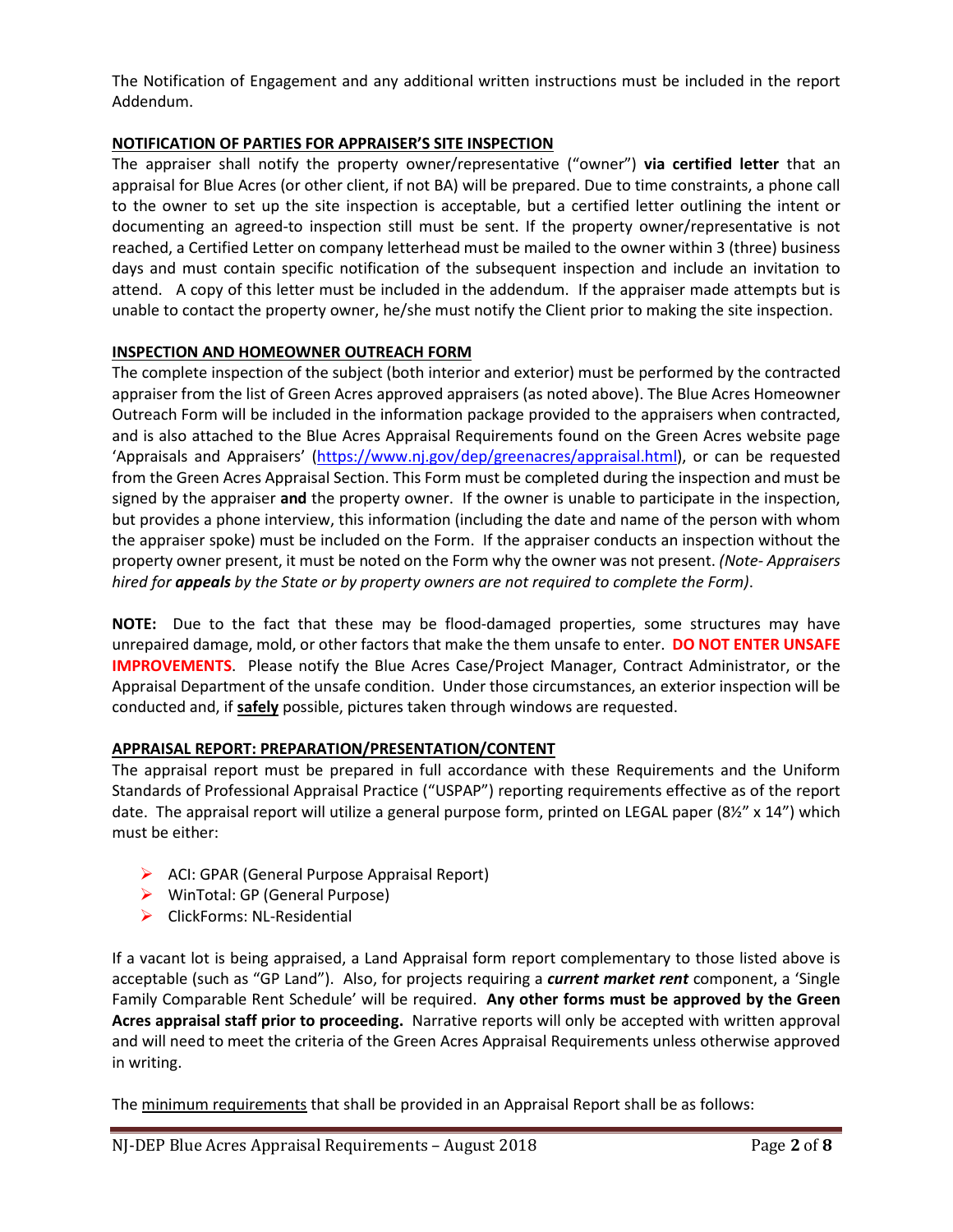The Notification of Engagement and any additional written instructions must be included in the report Addendum.

## NOTIFICATION OF PARTIES FOR APPRAISER'S SITE INSPECTION

The appraiser shall notify the property owner/representative ("owner") **via certified letter** that an appraisal for Blue Acres (or other client, if not BA) will be prepared. Due to time constraints, a phone call to the owner to set up the site inspection is acceptable, but a certified letter outlining the intent or documenting an agreed-to inspection still must be sent. If the property owner/representative is not reached, a Certified Letter on company letterhead must be mailed to the owner within 3 (three) business days and must contain specific notification of the subsequent inspection and include an invitation to attend. A copy of this letter must be included in the addendum. If the appraiser made attempts but is unable to contact the property owner, he/she must notify the Client prior to making the site inspection.

## INSPECTION AND HOMEOWNER OUTREACH FORM

The complete inspection of the subject (both interior and exterior) must be performed by the contracted appraiser from the list of Green Acres approved appraisers (as noted above). The Blue Acres Homeowner Outreach Form will be included in the information package provided to the appraisers when contracted, and is also attached to the Blue Acres Appraisal Requirements found on the Green Acres website page 'Appraisals and Appraisers' (https://www.nj.gov/dep/greenacres/appraisal.html), or can be requested from the Green Acres Appraisal Section. This Form must be completed during the inspection and must be signed by the appraiser **and** the property owner. If the owner is unable to participate in the inspection, but provides a phone interview, this information (including the date and name of the person with whom the appraiser spoke) must be included on the Form. If the appraiser conducts an inspection without the property owner present, it must be noted on the Form why the owner was not present. *(Note- Appraisers hired for **appeals** by the State or by property owners are not required to complete the Form)*.

**NOTE:** Due to the fact that these may be flood-damaged properties, some structures may have unrepaired damage, mold, or other factors that make the them unsafe to enter. **DO NOT ENTER UNSAFE IMPROVEMENTS**. Please notify the Blue Acres Case/Project Manager, Contract Administrator, or the Appraisal Department of the unsafe condition. Under those circumstances, an exterior inspection will be conducted and, if **safely** possible, pictures taken through windows are requested.

## APPRAISAL REPORT: PREPARATION/PRESENTATION/CONTENT

The appraisal report must be prepared in full accordance with these Requirements and the Uniform Standards of Professional Appraisal Practice ("USPAP") reporting requirements effective as of the report date. The appraisal report will utilize a general purpose form, printed on LEGAL paper (8½" x 14") which must be either:

- ACI: GPAR (General Purpose Appraisal Report)
- WinTotal: GP (General Purpose)
- ClickForms: NL-Residential

If a vacant lot is being appraised, a Land Appraisal form report complementary to those listed above is acceptable (such as "GP Land"). Also, for projects requiring a ***current market rent*** component, a 'Single Family Comparable Rent Schedule' will be required. **Any other forms must be approved by the Green Acres appraisal staff prior to proceeding.** Narrative reports will only be accepted with written approval and will need to meet the criteria of the Green Acres Appraisal Requirements unless otherwise approved in writing.

The minimum requirements that shall be provided in an Appraisal Report shall be as follows: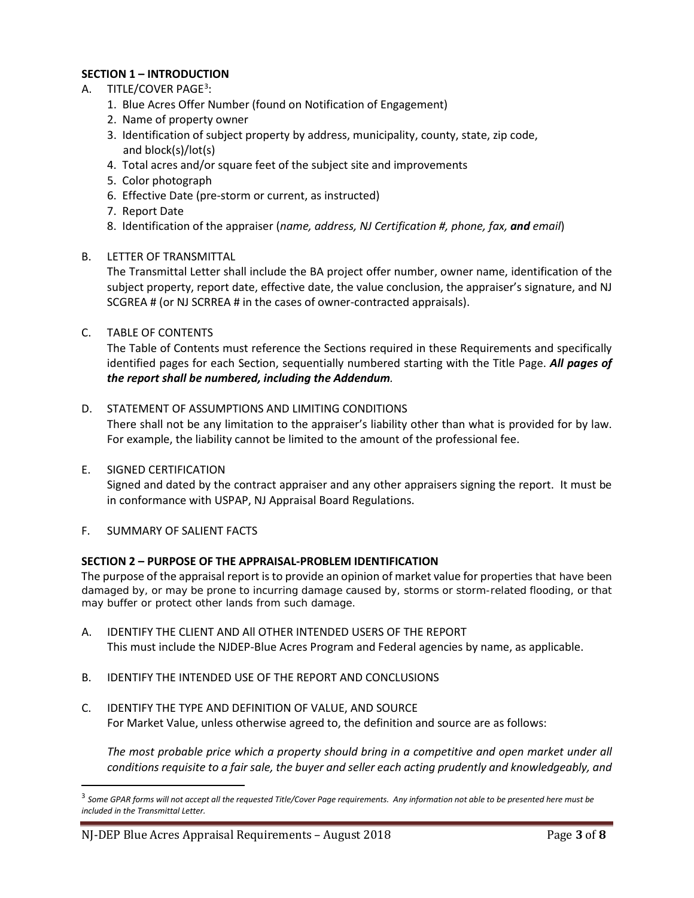**SECTION 1 – INTRODUCTION**

A. TITLE/COVER PAGE[3]:
   1. Blue Acres Offer Number (found on Notification of Engagement)
   2. Name of property owner
   3. Identification of subject property by address, municipality, county, state, zip code, and block(s)/lot(s)
   4. Total acres and/or square feet of the subject site and improvements
   5. Color photograph
   6. Effective Date (pre-storm or current, as instructed)
   7. Report Date
   8. Identification of the appraiser (*name, address, NJ Certification #, phone, fax,* ***and*** *email*)

B. LETTER OF TRANSMITTAL

   The Transmittal Letter shall include the BA project offer number, owner name, identification of the subject property, report date, effective date, the value conclusion, the appraiser's signature, and NJ SCGREA # (or NJ SCRREA # in the cases of owner-contracted appraisals).

C. TABLE OF CONTENTS

   The Table of Contents must reference the Sections required in these Requirements and specifically identified pages for each Section, sequentially numbered starting with the Title Page. ***All pages of the report shall be numbered, including the Addendum.***

D. STATEMENT OF ASSUMPTIONS AND LIMITING CONDITIONS

   There shall not be any limitation to the appraiser's liability other than what is provided for by law. For example, the liability cannot be limited to the amount of the professional fee.

E. SIGNED CERTIFICATION

   Signed and dated by the contract appraiser and any other appraisers signing the report. It must be in conformance with USPAP, NJ Appraisal Board Regulations.

F. SUMMARY OF SALIENT FACTS

**SECTION 2 – PURPOSE OF THE APPRAISAL-PROBLEM IDENTIFICATION**

The purpose of the appraisal report is to provide an opinion of market value for properties that have been damaged by, or may be prone to incurring damage caused by, storms or storm-related flooding, or that may buffer or protect other lands from such damage.

A. IDENTIFY THE CLIENT AND All OTHER INTENDED USERS OF THE REPORT

   This must include the NJDEP-Blue Acres Program and Federal agencies by name, as applicable.

B. IDENTIFY THE INTENDED USE OF THE REPORT AND CONCLUSIONS

C. IDENTIFY THE TYPE AND DEFINITION OF VALUE, AND SOURCE

   For Market Value, unless otherwise agreed to, the definition and source are as follows:

   *The most probable price which a property should bring in a competitive and open market under all conditions requisite to a fair sale, the buyer and seller each acting prudently and knowledgeably, and*

---

[3] *Some GPAR forms will not accept all the requested Title/Cover Page requirements. Any information not able to be presented here must be included in the Transmittal Letter.*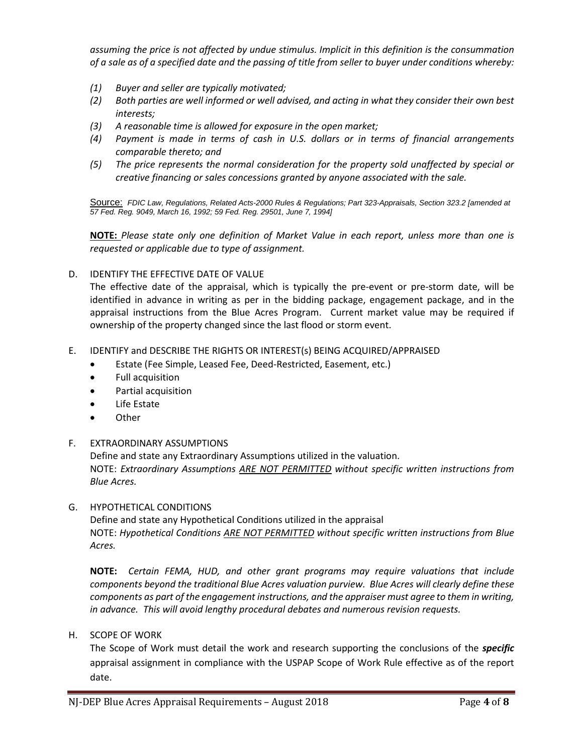*assuming the price is not affected by undue stimulus. Implicit in this definition is the consummation of a sale as of a specified date and the passing of title from seller to buyer under conditions whereby:*

*(1) Buyer and seller are typically motivated;*
*(2) Both parties are well informed or well advised, and acting in what they consider their own best interests;*
*(3) A reasonable time is allowed for exposure in the open market;*
*(4) Payment is made in terms of cash in U.S. dollars or in terms of financial arrangements comparable thereto; and*
*(5) The price represents the normal consideration for the property sold unaffected by special or creative financing or sales concessions granted by anyone associated with the sale.*

Source: *FDIC Law, Regulations, Related Acts-2000 Rules & Regulations; Part 323-Appraisals, Section 323.2 [amended at 57 Fed. Reg. 9049, March 16, 1992; 59 Fed. Reg. 29501, June 7, 1994]*

**NOTE:** *Please state only one definition of Market Value in each report, unless more than one is requested or applicable due to type of assignment.*

D. IDENTIFY THE EFFECTIVE DATE OF VALUE

The effective date of the appraisal, which is typically the pre-event or pre-storm date, will be identified in advance in writing as per in the bidding package, engagement package, and in the appraisal instructions from the Blue Acres Program. Current market value may be required if ownership of the property changed since the last flood or storm event.

E. IDENTIFY and DESCRIBE THE RIGHTS OR INTEREST(s) BEING ACQUIRED/APPRAISED

- Estate (Fee Simple, Leased Fee, Deed-Restricted, Easement, etc.)
- Full acquisition
- Partial acquisition
- Life Estate
- Other

F. EXTRAORDINARY ASSUMPTIONS

Define and state any Extraordinary Assumptions utilized in the valuation.
NOTE: *Extraordinary Assumptions <u>ARE NOT PERMITTED</u> without specific written instructions from Blue Acres.*

G. HYPOTHETICAL CONDITIONS

Define and state any Hypothetical Conditions utilized in the appraisal
NOTE: *Hypothetical Conditions <u>ARE NOT PERMITTED</u> without specific written instructions from Blue Acres.*

**NOTE:** *Certain FEMA, HUD, and other grant programs may require valuations that include components beyond the traditional Blue Acres valuation purview. Blue Acres will clearly define these components as part of the engagement instructions, and the appraiser must agree to them in writing, in advance. This will avoid lengthy procedural debates and numerous revision requests.*

H. SCOPE OF WORK

The Scope of Work must detail the work and research supporting the conclusions of the ***specific*** appraisal assignment in compliance with the USPAP Scope of Work Rule effective as of the report date.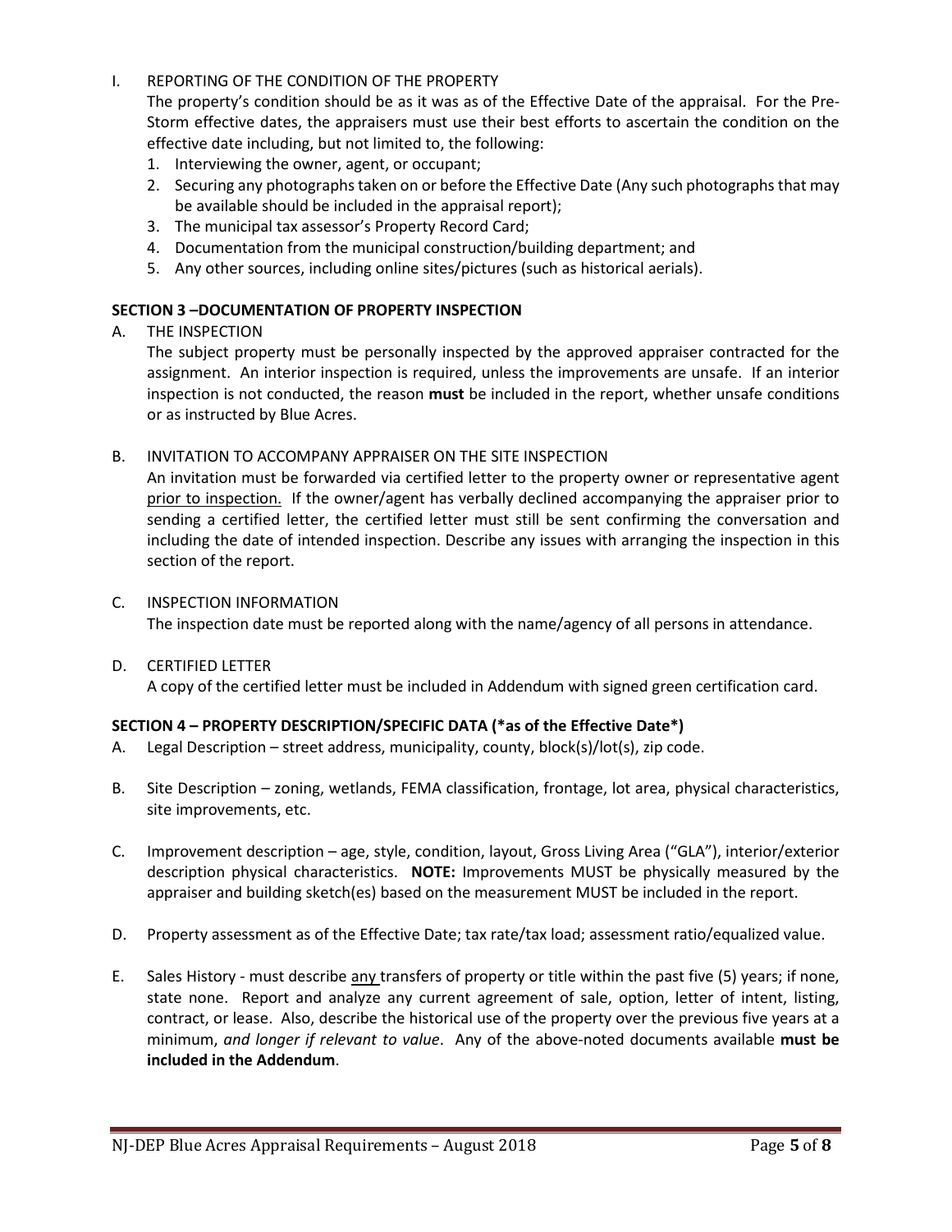I. REPORTING OF THE CONDITION OF THE PROPERTY

The property's condition should be as it was as of the Effective Date of the appraisal. For the Pre-Storm effective dates, the appraisers must use their best efforts to ascertain the condition on the effective date including, but not limited to, the following:

1. Interviewing the owner, agent, or occupant;
2. Securing any photographs taken on or before the Effective Date (Any such photographs that may be available should be included in the appraisal report);
3. The municipal tax assessor's Property Record Card;
4. Documentation from the municipal construction/building department; and
5. Any other sources, including online sites/pictures (such as historical aerials).

## SECTION 3 –DOCUMENTATION OF PROPERTY INSPECTION

A. THE INSPECTION

The subject property must be personally inspected by the approved appraiser contracted for the assignment. An interior inspection is required, unless the improvements are unsafe. If an interior inspection is not conducted, the reason **must** be included in the report, whether unsafe conditions or as instructed by Blue Acres.

B. INVITATION TO ACCOMPANY APPRAISER ON THE SITE INSPECTION

An invitation must be forwarded via certified letter to the property owner or representative agent <u>prior to inspection.</u> If the owner/agent has verbally declined accompanying the appraiser prior to sending a certified letter, the certified letter must still be sent confirming the conversation and including the date of intended inspection. Describe any issues with arranging the inspection in this section of the report.

C. INSPECTION INFORMATION

The inspection date must be reported along with the name/agency of all persons in attendance.

D. CERTIFIED LETTER

A copy of the certified letter must be included in Addendum with signed green certification card.

## SECTION 4 – PROPERTY DESCRIPTION/SPECIFIC DATA (*as of the Effective Date*)

A. Legal Description – street address, municipality, county, block(s)/lot(s), zip code.

B. Site Description – zoning, wetlands, FEMA classification, frontage, lot area, physical characteristics, site improvements, etc.

C. Improvement description – age, style, condition, layout, Gross Living Area ("GLA"), interior/exterior description physical characteristics. **NOTE:** Improvements MUST be physically measured by the appraiser and building sketch(es) based on the measurement MUST be included in the report.

D. Property assessment as of the Effective Date; tax rate/tax load; assessment ratio/equalized value.

E. Sales History - must describe <u>any</u> transfers of property or title within the past five (5) years; if none, state none. Report and analyze any current agreement of sale, option, letter of intent, listing, contract, or lease. Also, describe the historical use of the property over the previous five years at a minimum, *and longer if relevant to value*. Any of the above-noted documents available **must be included in the Addendum**.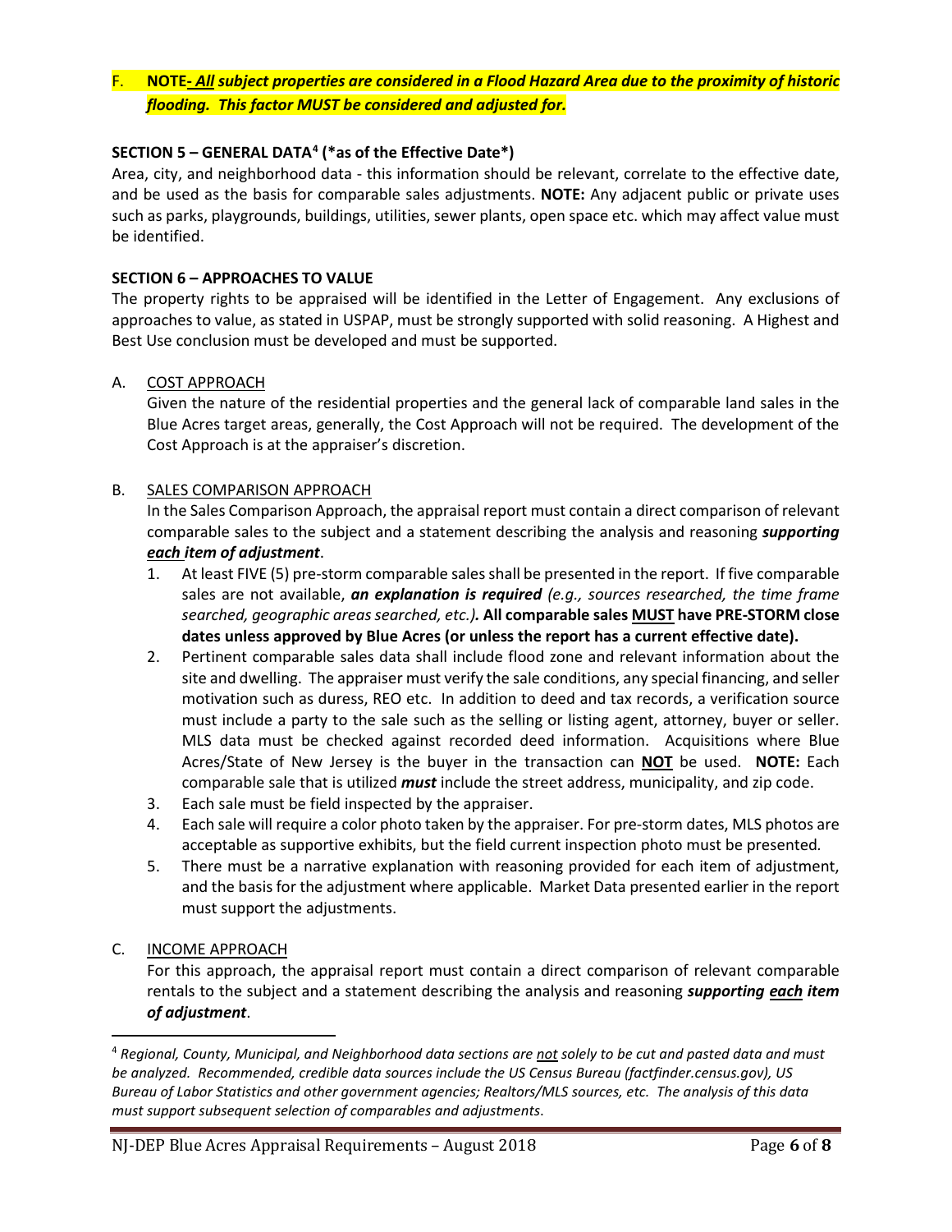F. **NOTE- *All* *subject properties are considered in a Flood Hazard Area due to the proximity of historic flooding. This factor MUST be considered and adjusted for.***

**SECTION 5 – GENERAL DATA[4] (\*as of the Effective Date\*)**

Area, city, and neighborhood data - this information should be relevant, correlate to the effective date, and be used as the basis for comparable sales adjustments. **NOTE:** Any adjacent public or private uses such as parks, playgrounds, buildings, utilities, sewer plants, open space etc. which may affect value must be identified.

**SECTION 6 – APPROACHES TO VALUE**

The property rights to be appraised will be identified in the Letter of Engagement. Any exclusions of approaches to value, as stated in USPAP, must be strongly supported with solid reasoning. A Highest and Best Use conclusion must be developed and must be supported.

A. COST APPROACH

Given the nature of the residential properties and the general lack of comparable land sales in the Blue Acres target areas, generally, the Cost Approach will not be required. The development of the Cost Approach is at the appraiser's discretion.

B. SALES COMPARISON APPROACH

In the Sales Comparison Approach, the appraisal report must contain a direct comparison of relevant comparable sales to the subject and a statement describing the analysis and reasoning ***supporting each item of adjustment***.

1. At least FIVE (5) pre-storm comparable sales shall be presented in the report. If five comparable sales are not available, ***an explanation is required*** *(e.g., sources researched, the time frame searched, geographic areas searched, etc.)*. **All comparable sales MUST have PRE-STORM close dates unless approved by Blue Acres (or unless the report has a current effective date).**
2. Pertinent comparable sales data shall include flood zone and relevant information about the site and dwelling. The appraiser must verify the sale conditions, any special financing, and seller motivation such as duress, REO etc. In addition to deed and tax records, a verification source must include a party to the sale such as the selling or listing agent, attorney, buyer or seller. MLS data must be checked against recorded deed information. Acquisitions where Blue Acres/State of New Jersey is the buyer in the transaction can **NOT** be used. **NOTE:** Each comparable sale that is utilized ***must*** include the street address, municipality, and zip code.
3. Each sale must be field inspected by the appraiser.
4. Each sale will require a color photo taken by the appraiser. For pre-storm dates, MLS photos are acceptable as supportive exhibits, but the field current inspection photo must be presented.
5. There must be a narrative explanation with reasoning provided for each item of adjustment, and the basis for the adjustment where applicable. Market Data presented earlier in the report must support the adjustments.

C. INCOME APPROACH

For this approach, the appraisal report must contain a direct comparison of relevant comparable rentals to the subject and a statement describing the analysis and reasoning ***supporting each item of adjustment***.

---

[4] *Regional, County, Municipal, and Neighborhood data sections are not solely to be cut and pasted data and must be analyzed. Recommended, credible data sources include the US Census Bureau (factfinder.census.gov), US Bureau of Labor Statistics and other government agencies; Realtors/MLS sources, etc. The analysis of this data must support subsequent selection of comparables and adjustments.*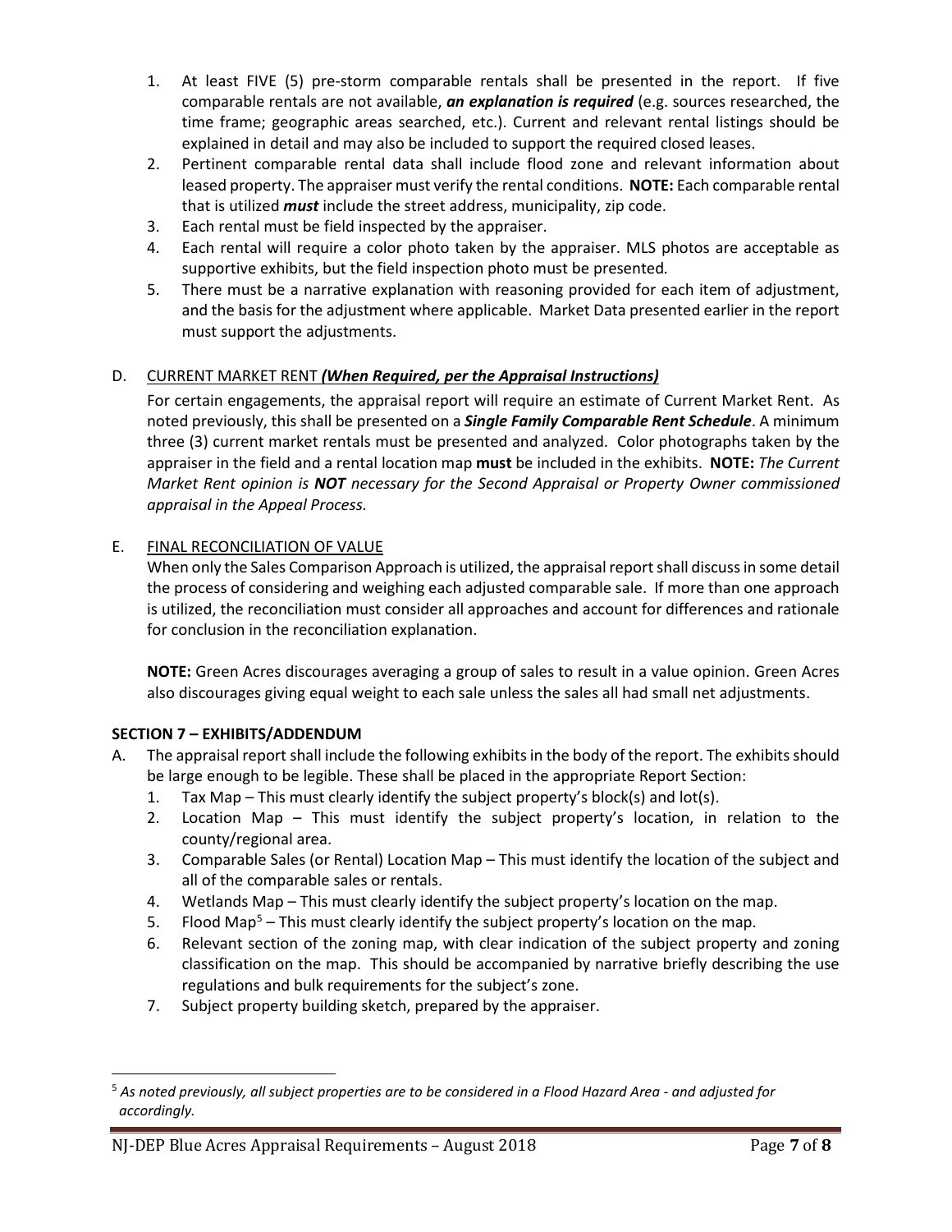1. At least FIVE (5) pre-storm comparable rentals shall be presented in the report. If five comparable rentals are not available, ***an explanation is required*** (e.g. sources researched, the time frame; geographic areas searched, etc.). Current and relevant rental listings should be explained in detail and may also be included to support the required closed leases.
2. Pertinent comparable rental data shall include flood zone and relevant information about leased property. The appraiser must verify the rental conditions. **NOTE:** Each comparable rental that is utilized ***must*** include the street address, municipality, zip code.
3. Each rental must be field inspected by the appraiser.
4. Each rental will require a color photo taken by the appraiser. MLS photos are acceptable as supportive exhibits, but the field inspection photo must be presented.
5. There must be a narrative explanation with reasoning provided for each item of adjustment, and the basis for the adjustment where applicable. Market Data presented earlier in the report must support the adjustments.

D. <u>CURRENT MARKET RENT ***(When Required, per the Appraisal Instructions)***</u>

For certain engagements, the appraisal report will require an estimate of Current Market Rent. As noted previously, this shall be presented on a ***Single Family Comparable Rent Schedule***. A minimum three (3) current market rentals must be presented and analyzed. Color photographs taken by the appraiser in the field and a rental location map **must** be included in the exhibits. **NOTE:** *The Current Market Rent opinion is **NOT** necessary for the Second Appraisal or Property Owner commissioned appraisal in the Appeal Process.*

E. <u>FINAL RECONCILIATION OF VALUE</u>

When only the Sales Comparison Approach is utilized, the appraisal report shall discuss in some detail the process of considering and weighing each adjusted comparable sale. If more than one approach is utilized, the reconciliation must consider all approaches and account for differences and rationale for conclusion in the reconciliation explanation.

**NOTE:** Green Acres discourages averaging a group of sales to result in a value opinion. Green Acres also discourages giving equal weight to each sale unless the sales all had small net adjustments.

**SECTION 7 – EXHIBITS/ADDENDUM**

A. The appraisal report shall include the following exhibits in the body of the report. The exhibits should be large enough to be legible. These shall be placed in the appropriate Report Section:
   1. Tax Map – This must clearly identify the subject property's block(s) and lot(s).
   2. Location Map – This must identify the subject property's location, in relation to the county/regional area.
   3. Comparable Sales (or Rental) Location Map – This must identify the location of the subject and all of the comparable sales or rentals.
   4. Wetlands Map – This must clearly identify the subject property's location on the map.
   5. Flood Map[5] – This must clearly identify the subject property's location on the map.
   6. Relevant section of the zoning map, with clear indication of the subject property and zoning classification on the map. This should be accompanied by narrative briefly describing the use regulations and bulk requirements for the subject's zone.
   7. Subject property building sketch, prepared by the appraiser.

[5] *As noted previously, all subject properties are to be considered in a Flood Hazard Area - and adjusted for accordingly.*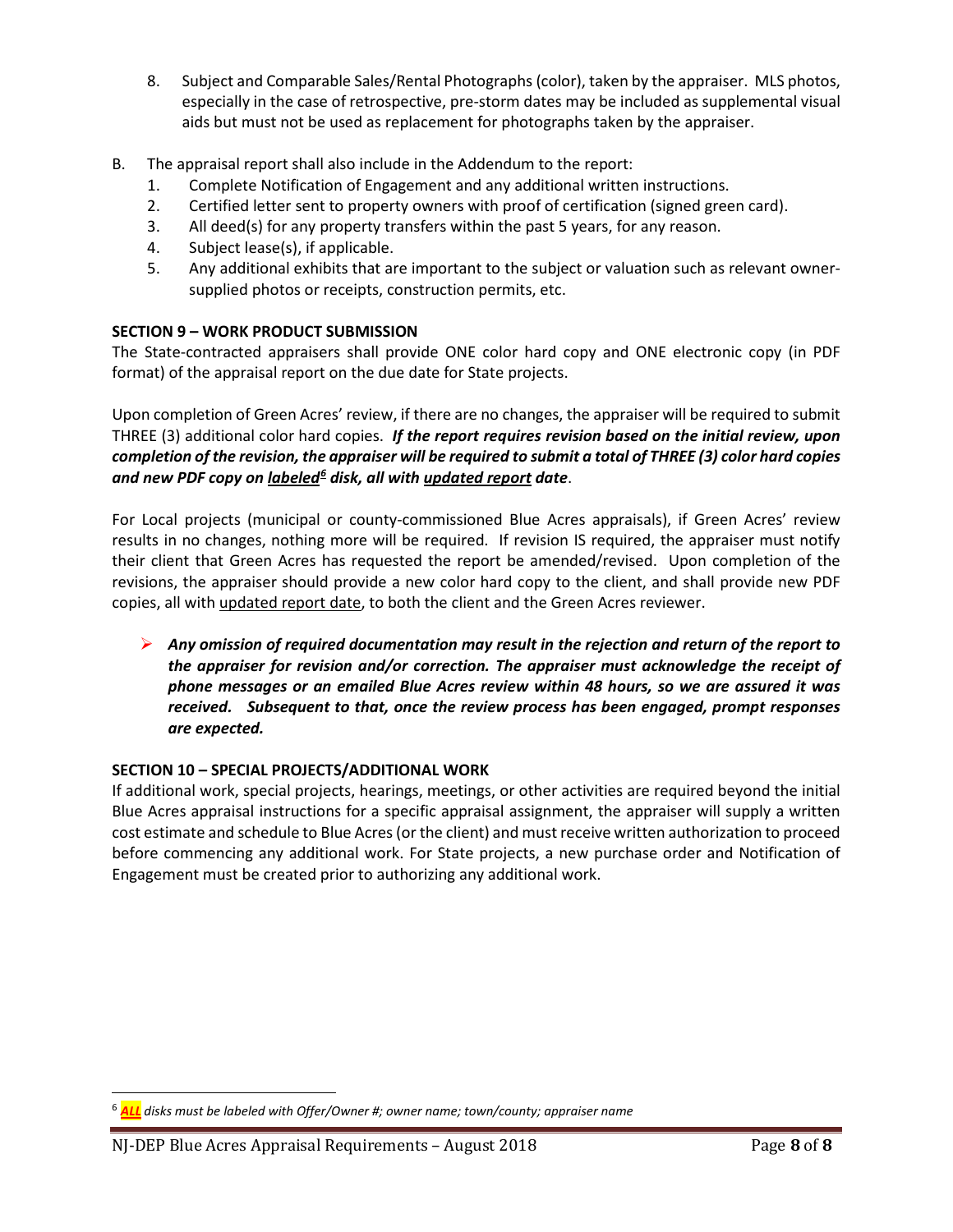8. Subject and Comparable Sales/Rental Photographs (color), taken by the appraiser. MLS photos, especially in the case of retrospective, pre-storm dates may be included as supplemental visual aids but must not be used as replacement for photographs taken by the appraiser.

B. The appraisal report shall also include in the Addendum to the report:
   1. Complete Notification of Engagement and any additional written instructions.
   2. Certified letter sent to property owners with proof of certification (signed green card).
   3. All deed(s) for any property transfers within the past 5 years, for any reason.
   4. Subject lease(s), if applicable.
   5. Any additional exhibits that are important to the subject or valuation such as relevant owner-supplied photos or receipts, construction permits, etc.

### SECTION 9 – WORK PRODUCT SUBMISSION

The State-contracted appraisers shall provide ONE color hard copy and ONE electronic copy (in PDF format) of the appraisal report on the due date for State projects.

Upon completion of Green Acres' review, if there are no changes, the appraiser will be required to submit THREE (3) additional color hard copies. ***If the report requires revision based on the initial review, upon completion of the revision, the appraiser will be required to submit a total of THREE (3) color hard copies and new PDF copy on labeled[6] disk, all with updated report date*.**

For Local projects (municipal or county-commissioned Blue Acres appraisals), if Green Acres' review results in no changes, nothing more will be required. If revision IS required, the appraiser must notify their client that Green Acres has requested the report be amended/revised. Upon completion of the revisions, the appraiser should provide a new color hard copy to the client, and shall provide new PDF copies, all with updated report date, to both the client and the Green Acres reviewer.

- ***Any omission of required documentation may result in the rejection and return of the report to the appraiser for revision and/or correction. The appraiser must acknowledge the receipt of phone messages or an emailed Blue Acres review within 48 hours, so we are assured it was received. Subsequent to that, once the review process has been engaged, prompt responses are expected.***

### SECTION 10 – SPECIAL PROJECTS/ADDITIONAL WORK

If additional work, special projects, hearings, meetings, or other activities are required beyond the initial Blue Acres appraisal instructions for a specific appraisal assignment, the appraiser will supply a written cost estimate and schedule to Blue Acres (or the client) and must receive written authorization to proceed before commencing any additional work. For State projects, a new purchase order and Notification of Engagement must be created prior to authorizing any additional work.

[6] ***ALL*** *disks must be labeled with Offer/Owner #; owner name; town/county; appraiser name*